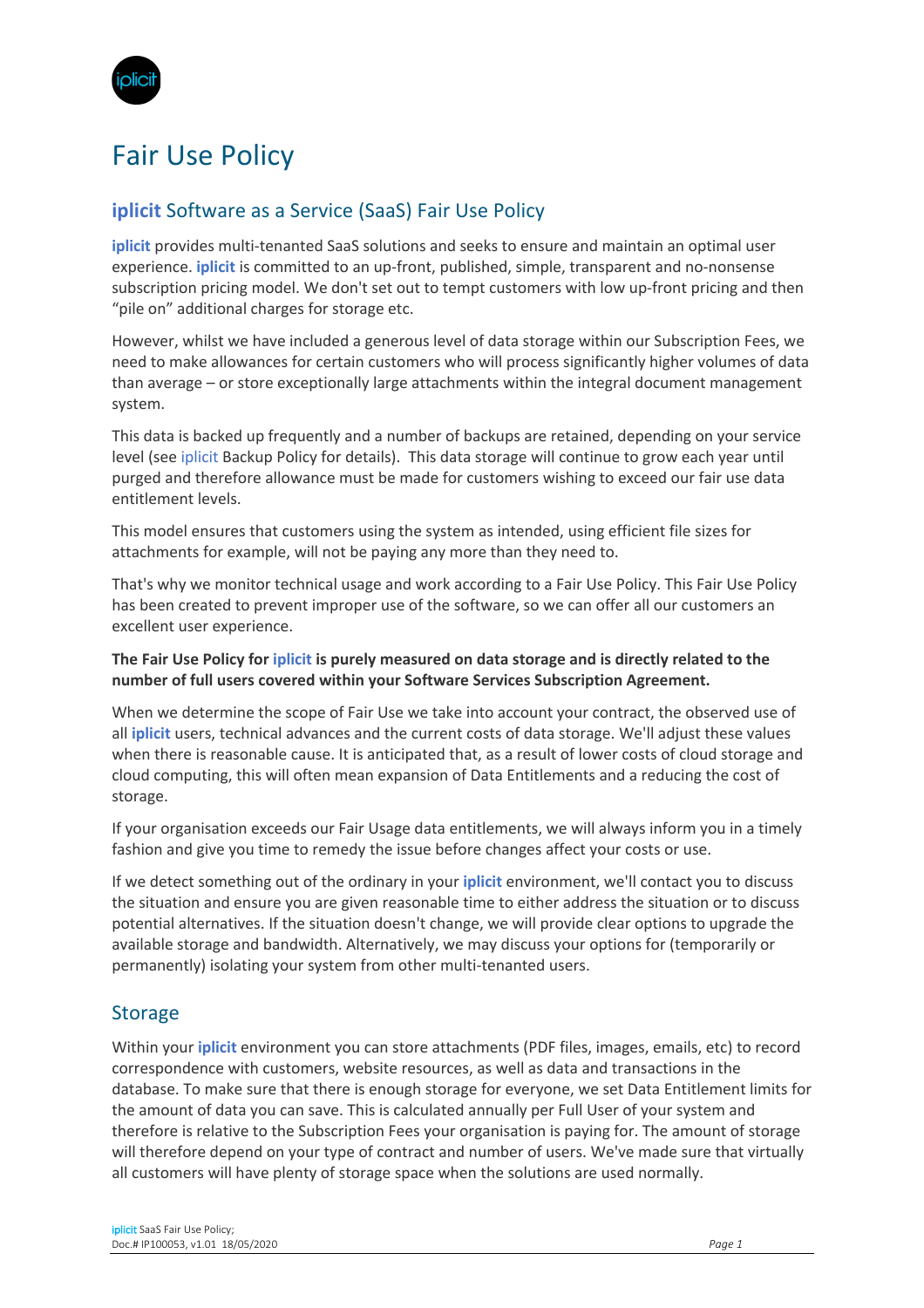# Fair Use Policy

## **iplicit** Software as a Service (SaaS) Fair Use Policy

**iplicit** provides multi-tenanted SaaS solutions and seeks to ensure and maintain an optimal user experience. **iplicit** is committed to an up-front, published, simple, transparent and no-nonsense subscription pricing model. We don't set out to tempt customers with low up-front pricing and then "pile on" additional charges for storage etc.

However, whilst we have included a generous level of data storage within our Subscription Fees, we need to make allowances for certain customers who will process significantly higher volumes of data than average – or store exceptionally large attachments within the integral document management system.

This data is backed up frequently and a number of backups are retained, depending on your service level (see iplicit Backup Policy for details). This data storage will continue to grow each year until purged and therefore allowance must be made for customers wishing to exceed our fair use data entitlement levels.

This model ensures that customers using the system as intended, using efficient file sizes for attachments for example, will not be paying any more than they need to.

That's why we monitor technical usage and work according to a Fair Use Policy. This Fair Use Policy has been created to prevent improper use of the software, so we can offer all our customers an excellent user experience.

**The Fair Use Policy for iplicit is purely measured on data storage and is directly related to the number of full users covered within your Software Services Subscription Agreement.**

When we determine the scope of Fair Use we take into account your contract, the observed use of all **iplicit** users, technical advances and the current costs of data storage. We'll adjust these values when there is reasonable cause. It is anticipated that, as a result of lower costs of cloud storage and cloud computing, this will often mean expansion of Data Entitlements and a reducing the cost of storage.

If your organisation exceeds our Fair Usage data entitlements, we will always inform you in a timely fashion and give you time to remedy the issue before changes affect your costs or use.

If we detect something out of the ordinary in your **iplicit** environment, we'll contact you to discuss the situation and ensure you are given reasonable time to either address the situation or to discuss potential alternatives. If the situation doesn't change, we will provide clear options to upgrade the available storage and bandwidth. Alternatively, we may discuss your options for (temporarily or permanently) isolating your system from other multi-tenanted users.

## Storage

Within your **iplicit** environment you can store attachments (PDF files, images, emails, etc) to record correspondence with customers, website resources, as well as data and transactions in the database. To make sure that there is enough storage for everyone, we set Data Entitlement limits for the amount of data you can save. This is calculated annually per Full User of your system and therefore is relative to the Subscription Fees your organisation is paying for. The amount of storage will therefore depend on your type of contract and number of users. We've made sure that virtually all customers will have plenty of storage space when the solutions are used normally.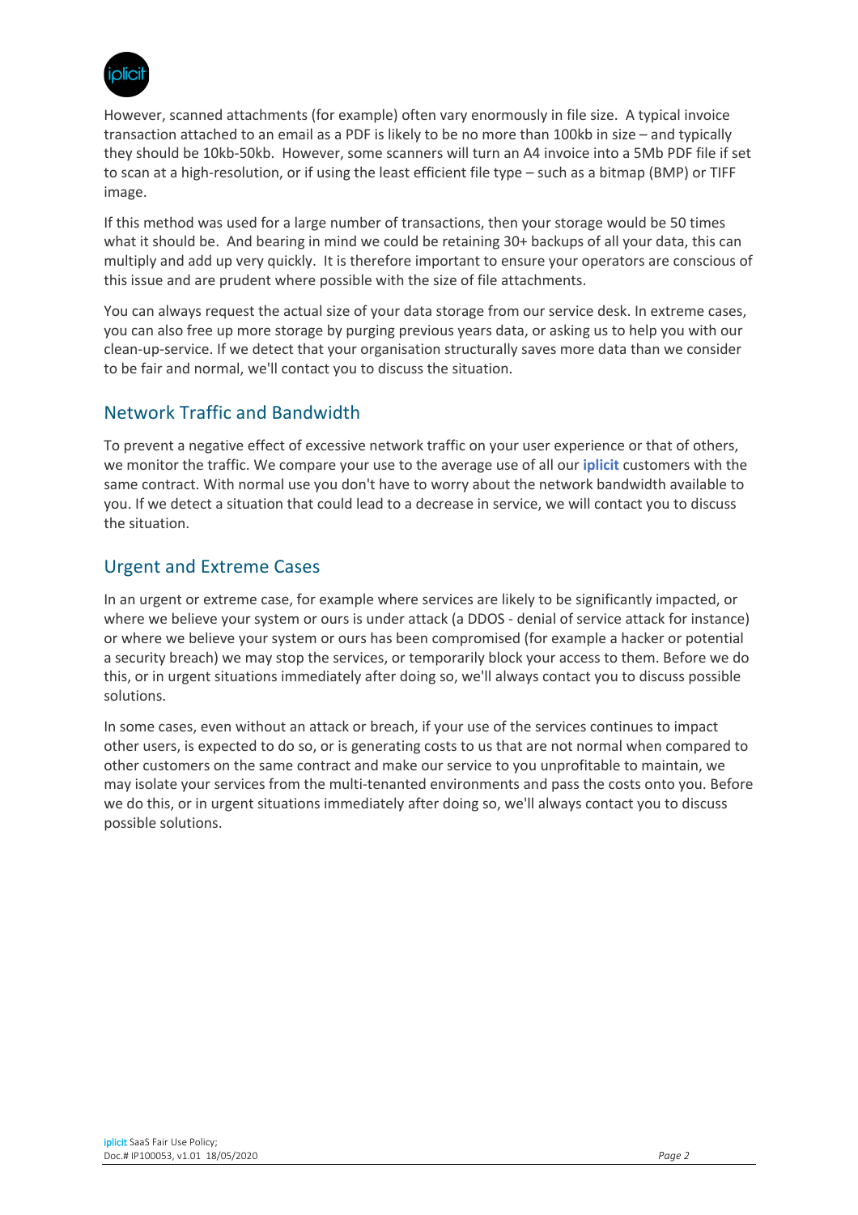However, scanned attachments (for example) often vary enormously in file size. A typical invoice transaction attached to an email as a PDF is likely to be no more than 100kb in size – and typically they should be 10kb-50kb. However, some scanners will turn an A4 invoice into a 5Mb PDF file if set to scan at a high-resolution, or if using the least efficient file type – such as a bitmap (BMP) or TIFF image.

If this method was used for a large number of transactions, then your storage would be 50 times what it should be. And bearing in mind we could be retaining 30+ backups of all your data, this can multiply and add up very quickly. It is therefore important to ensure your operators are conscious of this issue and are prudent where possible with the size of file attachments.

You can always request the actual size of your data storage from our service desk. In extreme cases, you can also free up more storage by purging previous years data, or asking us to help you with our clean-up-service. If we detect that your organisation structurally saves more data than we consider to be fair and normal, we'll contact you to discuss the situation.

## Network Traffic and Bandwidth

To prevent a negative effect of excessive network traffic on your user experience or that of others, we monitor the traffic. We compare your use to the average use of all our **iplicit** customers with the same contract. With normal use you don't have to worry about the network bandwidth available to you. If we detect a situation that could lead to a decrease in service, we will contact you to discuss the situation.

## Urgent and Extreme Cases

In an urgent or extreme case, for example where services are likely to be significantly impacted, or where we believe your system or ours is under attack (a DDOS - denial of service attack for instance) or where we believe your system or ours has been compromised (for example a hacker or potential a security breach) we may stop the services, or temporarily block your access to them. Before we do this, or in urgent situations immediately after doing so, we'll always contact you to discuss possible solutions.

In some cases, even without an attack or breach, if your use of the services continues to impact other users, is expected to do so, or is generating costs to us that are not normal when compared to other customers on the same contract and make our service to you unprofitable to maintain, we may isolate your services from the multi-tenanted environments and pass the costs onto you. Before we do this, or in urgent situations immediately after doing so, we'll always contact you to discuss possible solutions.